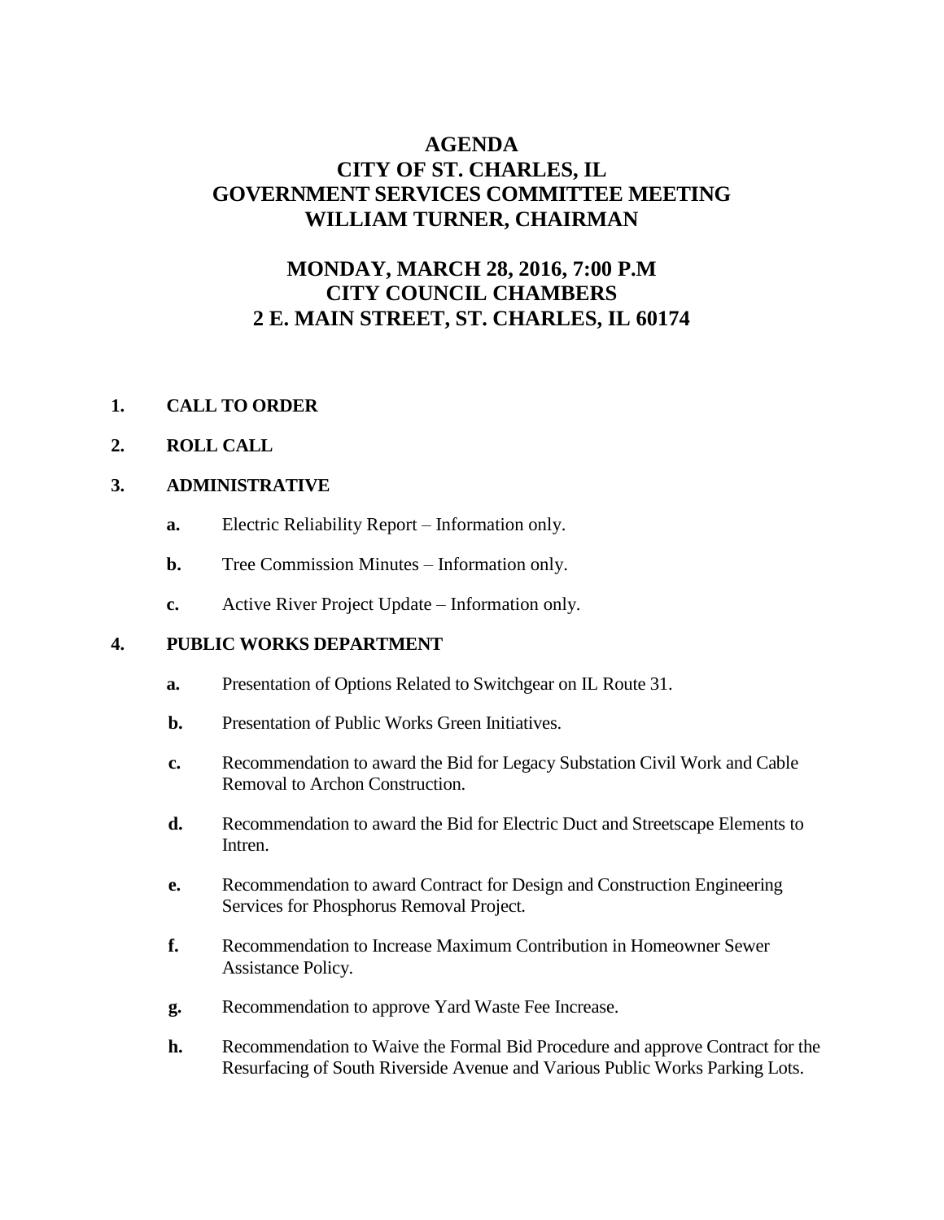# AGENDA
# CITY OF ST. CHARLES, IL
# GOVERNMENT SERVICES COMMITTEE MEETING
# WILLIAM TURNER, CHAIRMAN

## MONDAY, MARCH 28, 2016, 7:00 P.M
## CITY COUNCIL CHAMBERS
## 2 E. MAIN STREET, ST. CHARLES, IL 60174

**1. CALL TO ORDER**

**2. ROLL CALL**

**3. ADMINISTRATIVE**

- **a.** Electric Reliability Report – Information only.
- **b.** Tree Commission Minutes – Information only.
- **c.** Active River Project Update – Information only.

**4. PUBLIC WORKS DEPARTMENT**

- **a.** Presentation of Options Related to Switchgear on IL Route 31.
- **b.** Presentation of Public Works Green Initiatives.
- **c.** Recommendation to award the Bid for Legacy Substation Civil Work and Cable Removal to Archon Construction.
- **d.** Recommendation to award the Bid for Electric Duct and Streetscape Elements to Intren.
- **e.** Recommendation to award Contract for Design and Construction Engineering Services for Phosphorus Removal Project.
- **f.** Recommendation to Increase Maximum Contribution in Homeowner Sewer Assistance Policy.
- **g.** Recommendation to approve Yard Waste Fee Increase.
- **h.** Recommendation to Waive the Formal Bid Procedure and approve Contract for the Resurfacing of South Riverside Avenue and Various Public Works Parking Lots.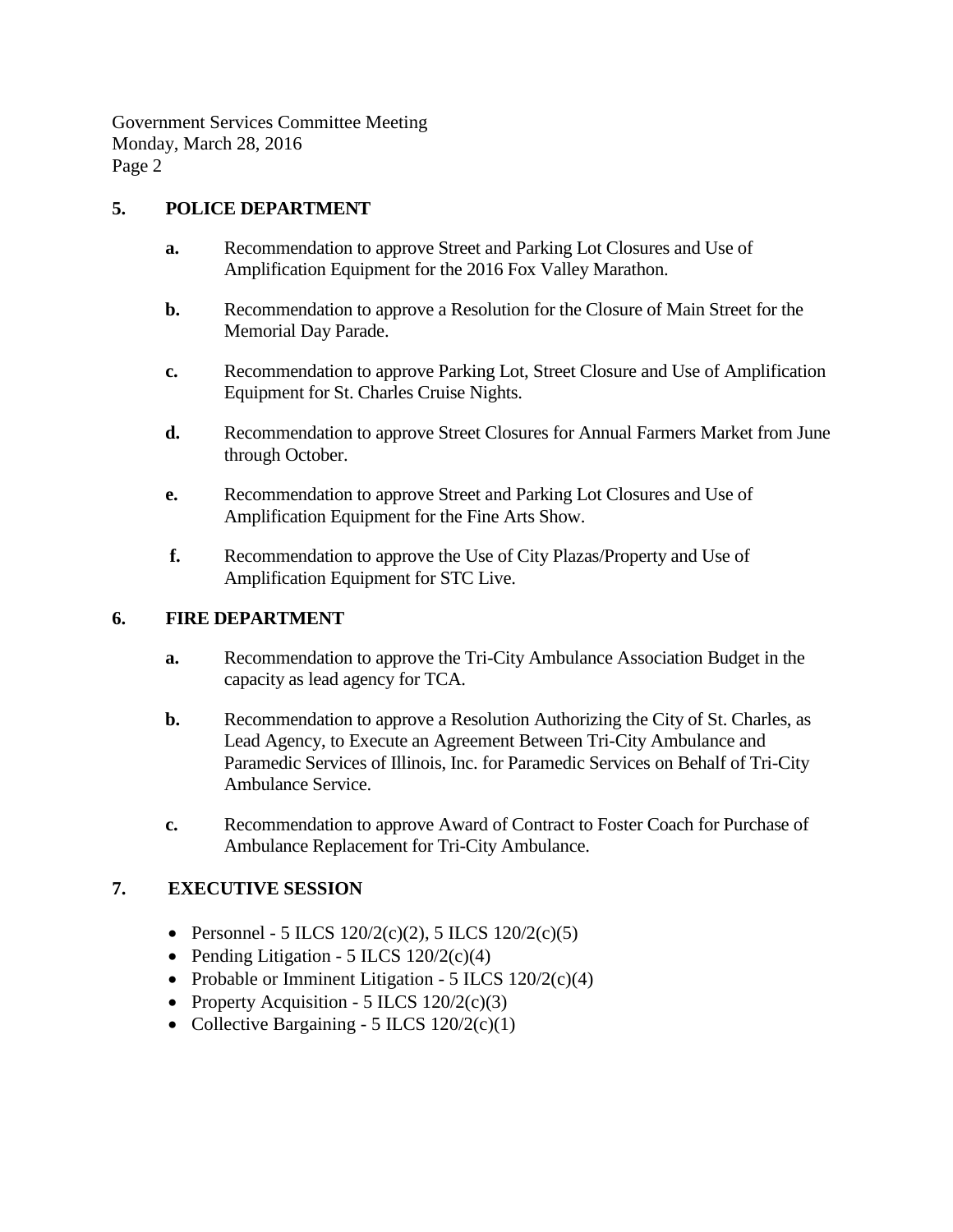## 5. POLICE DEPARTMENT

**a.** Recommendation to approve Street and Parking Lot Closures and Use of Amplification Equipment for the 2016 Fox Valley Marathon.

**b.** Recommendation to approve a Resolution for the Closure of Main Street for the Memorial Day Parade.

**c.** Recommendation to approve Parking Lot, Street Closure and Use of Amplification Equipment for St. Charles Cruise Nights.

**d.** Recommendation to approve Street Closures for Annual Farmers Market from June through October.

**e.** Recommendation to approve Street and Parking Lot Closures and Use of Amplification Equipment for the Fine Arts Show.

**f.** Recommendation to approve the Use of City Plazas/Property and Use of Amplification Equipment for STC Live.

## 6. FIRE DEPARTMENT

**a.** Recommendation to approve the Tri-City Ambulance Association Budget in the capacity as lead agency for TCA.

**b.** Recommendation to approve a Resolution Authorizing the City of St. Charles, as Lead Agency, to Execute an Agreement Between Tri-City Ambulance and Paramedic Services of Illinois, Inc. for Paramedic Services on Behalf of Tri-City Ambulance Service.

**c.** Recommendation to approve Award of Contract to Foster Coach for Purchase of Ambulance Replacement for Tri-City Ambulance.

## 7. EXECUTIVE SESSION

- Personnel - 5 ILCS 120/2(c)(2), 5 ILCS 120/2(c)(5)
- Pending Litigation - 5 ILCS 120/2(c)(4)
- Probable or Imminent Litigation - 5 ILCS 120/2(c)(4)
- Property Acquisition - 5 ILCS 120/2(c)(3)
- Collective Bargaining - 5 ILCS 120/2(c)(1)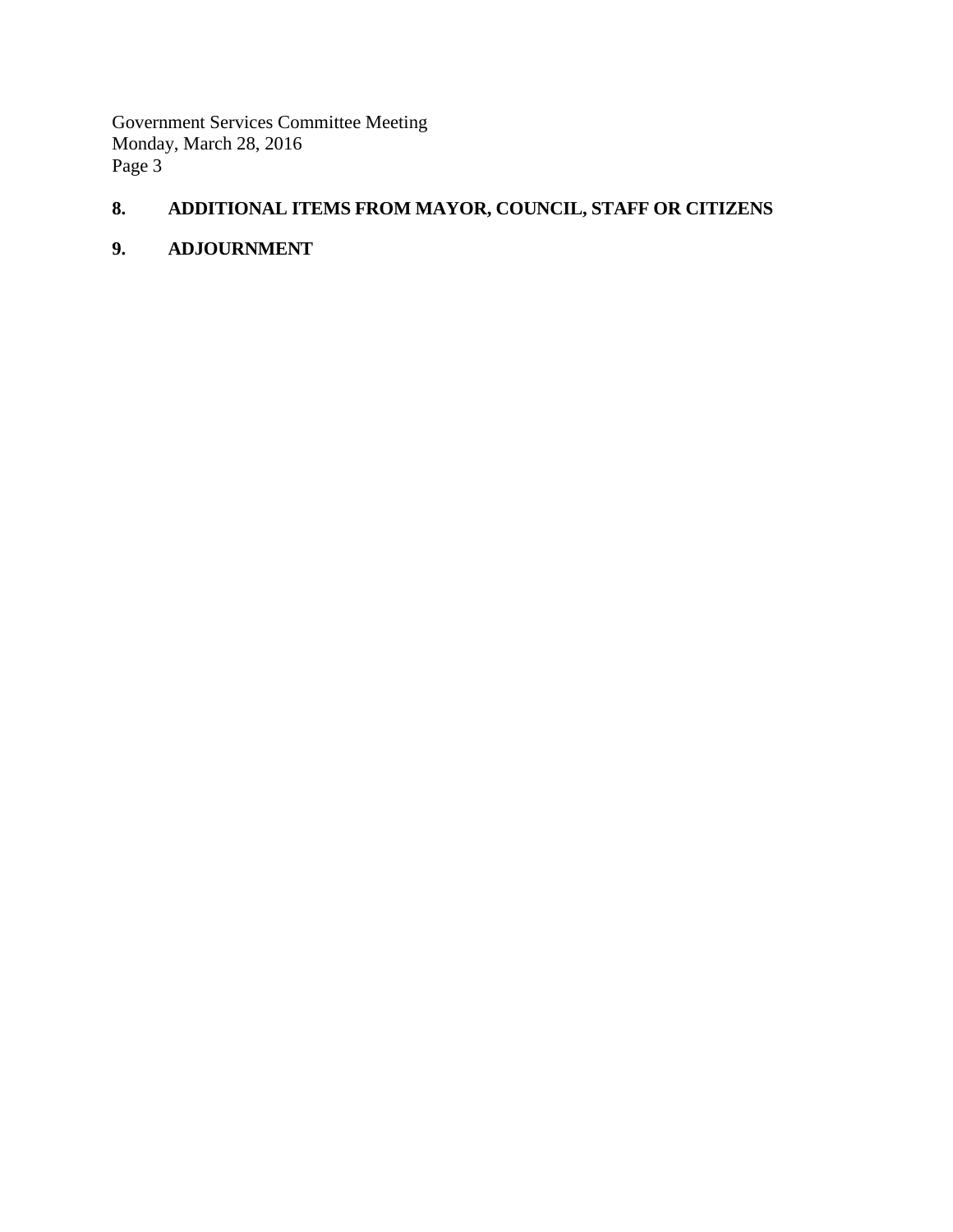**8. ADDITIONAL ITEMS FROM MAYOR, COUNCIL, STAFF OR CITIZENS**

**9. ADJOURNMENT**